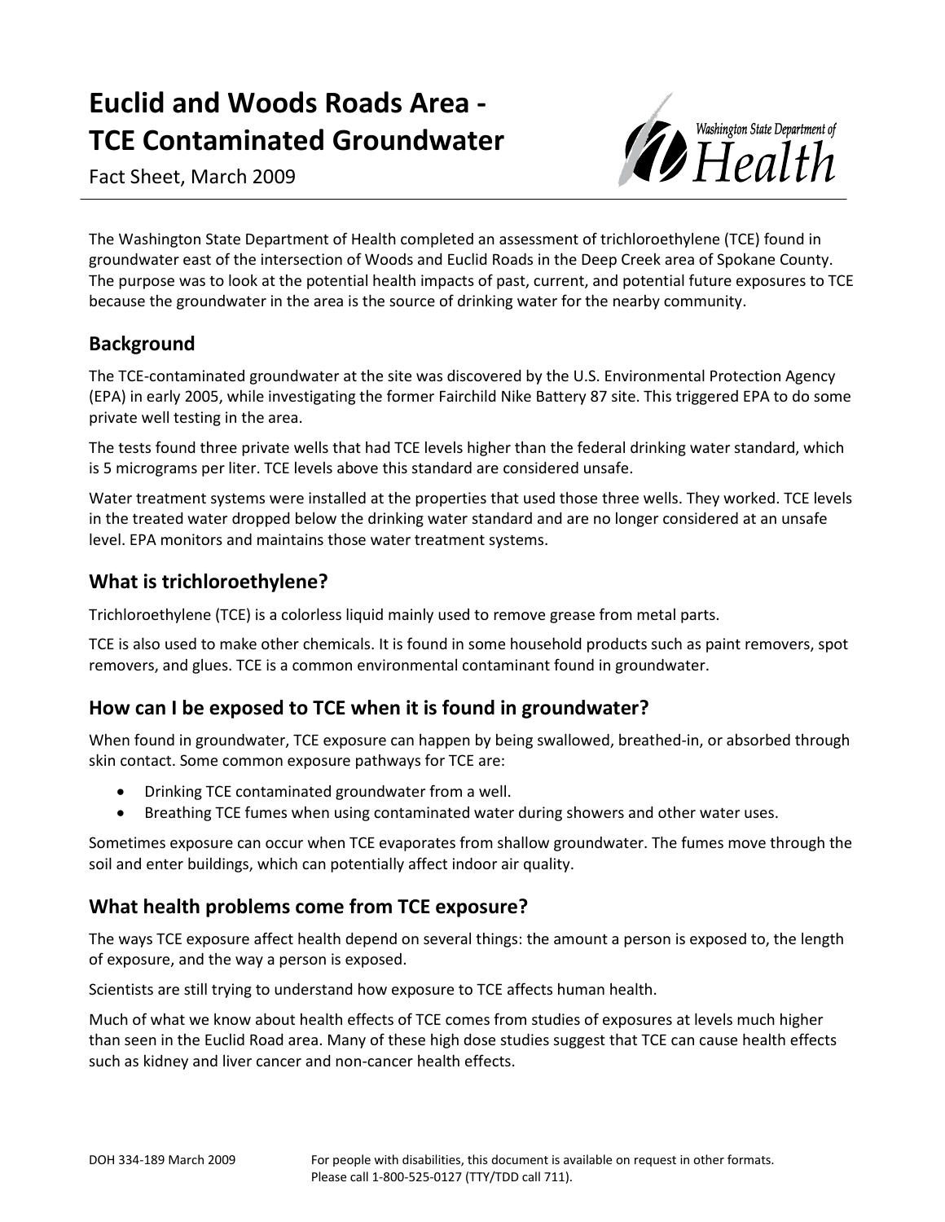# Euclid and Woods Roads Area - TCE Contaminated Groundwater

Fact Sheet, March 2009

The Washington State Department of Health completed an assessment of trichloroethylene (TCE) found in groundwater east of the intersection of Woods and Euclid Roads in the Deep Creek area of Spokane County. The purpose was to look at the potential health impacts of past, current, and potential future exposures to TCE because the groundwater in the area is the source of drinking water for the nearby community.

## Background

The TCE-contaminated groundwater at the site was discovered by the U.S. Environmental Protection Agency (EPA) in early 2005, while investigating the former Fairchild Nike Battery 87 site. This triggered EPA to do some private well testing in the area.

The tests found three private wells that had TCE levels higher than the federal drinking water standard, which is 5 micrograms per liter. TCE levels above this standard are considered unsafe.

Water treatment systems were installed at the properties that used those three wells. They worked. TCE levels in the treated water dropped below the drinking water standard and are no longer considered at an unsafe level. EPA monitors and maintains those water treatment systems.

## What is trichloroethylene?

Trichloroethylene (TCE) is a colorless liquid mainly used to remove grease from metal parts.

TCE is also used to make other chemicals. It is found in some household products such as paint removers, spot removers, and glues. TCE is a common environmental contaminant found in groundwater.

## How can I be exposed to TCE when it is found in groundwater?

When found in groundwater, TCE exposure can happen by being swallowed, breathed-in, or absorbed through skin contact. Some common exposure pathways for TCE are:

- Drinking TCE contaminated groundwater from a well.
- Breathing TCE fumes when using contaminated water during showers and other water uses.

Sometimes exposure can occur when TCE evaporates from shallow groundwater. The fumes move through the soil and enter buildings, which can potentially affect indoor air quality.

## What health problems come from TCE exposure?

The ways TCE exposure affect health depend on several things: the amount a person is exposed to, the length of exposure, and the way a person is exposed.

Scientists are still trying to understand how exposure to TCE affects human health.

Much of what we know about health effects of TCE comes from studies of exposures at levels much higher than seen in the Euclid Road area. Many of these high dose studies suggest that TCE can cause health effects such as kidney and liver cancer and non-cancer health effects.

DOH 334-189 March 2009

For people with disabilities, this document is available on request in other formats. Please call 1-800-525-0127 (TTY/TDD call 711).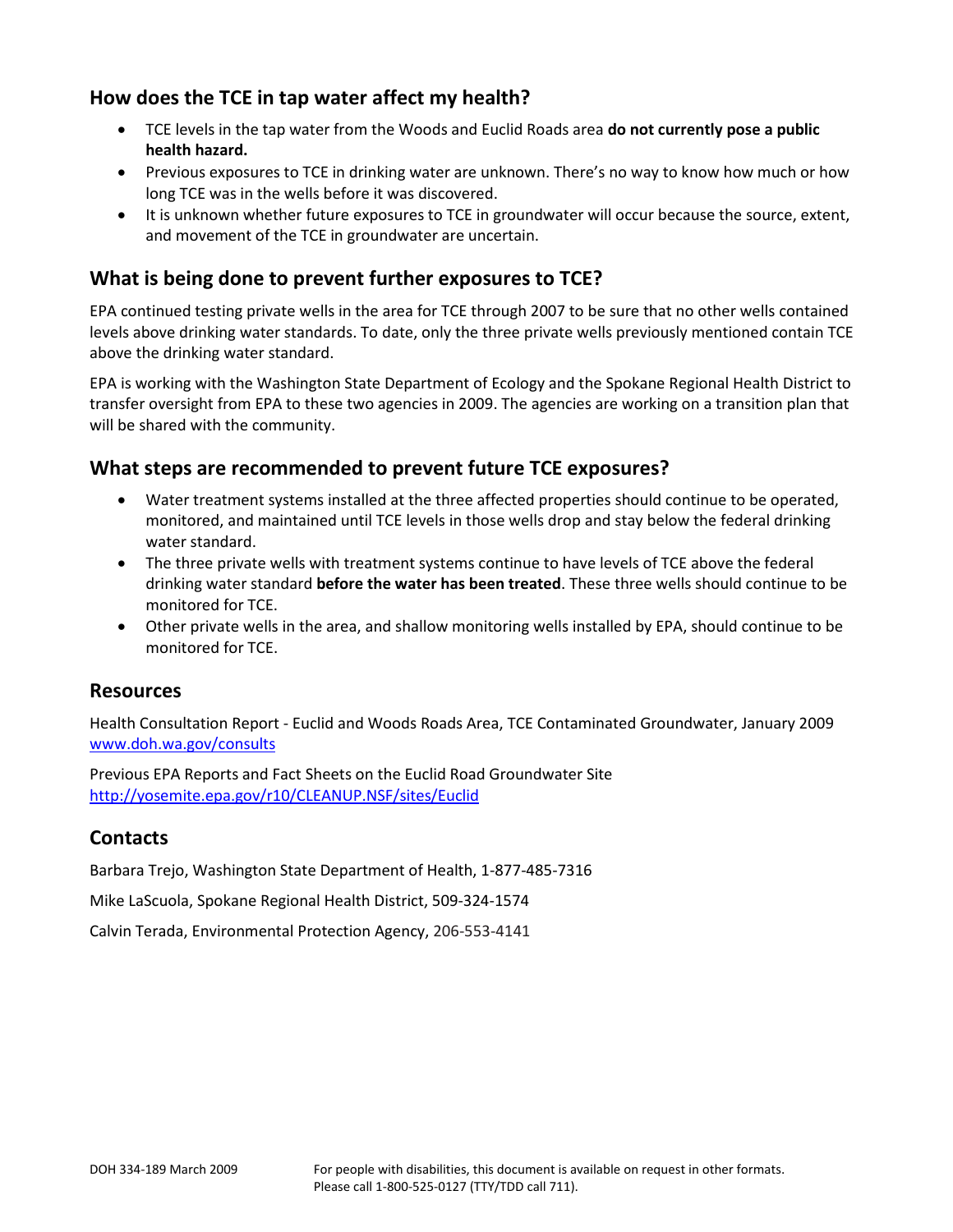## How does the TCE in tap water affect my health?

- TCE levels in the tap water from the Woods and Euclid Roads area **do not currently pose a public health hazard.**
- Previous exposures to TCE in drinking water are unknown. There's no way to know how much or how long TCE was in the wells before it was discovered.
- It is unknown whether future exposures to TCE in groundwater will occur because the source, extent, and movement of the TCE in groundwater are uncertain.

## What is being done to prevent further exposures to TCE?

EPA continued testing private wells in the area for TCE through 2007 to be sure that no other wells contained levels above drinking water standards. To date, only the three private wells previously mentioned contain TCE above the drinking water standard.

EPA is working with the Washington State Department of Ecology and the Spokane Regional Health District to transfer oversight from EPA to these two agencies in 2009. The agencies are working on a transition plan that will be shared with the community.

## What steps are recommended to prevent future TCE exposures?

- Water treatment systems installed at the three affected properties should continue to be operated, monitored, and maintained until TCE levels in those wells drop and stay below the federal drinking water standard.
- The three private wells with treatment systems continue to have levels of TCE above the federal drinking water standard **before the water has been treated**. These three wells should continue to be monitored for TCE.
- Other private wells in the area, and shallow monitoring wells installed by EPA, should continue to be monitored for TCE.

## Resources

Health Consultation Report - Euclid and Woods Roads Area, TCE Contaminated Groundwater, January 2009
www.doh.wa.gov/consults

Previous EPA Reports and Fact Sheets on the Euclid Road Groundwater Site
http://yosemite.epa.gov/r10/CLEANUP.NSF/sites/Euclid

## Contacts

Barbara Trejo, Washington State Department of Health, 1-877-485-7316

Mike LaScuola, Spokane Regional Health District, 509-324-1574

Calvin Terada, Environmental Protection Agency, 206-553-4141

DOH 334-189 March 2009

For people with disabilities, this document is available on request in other formats. Please call 1-800-525-0127 (TTY/TDD call 711).